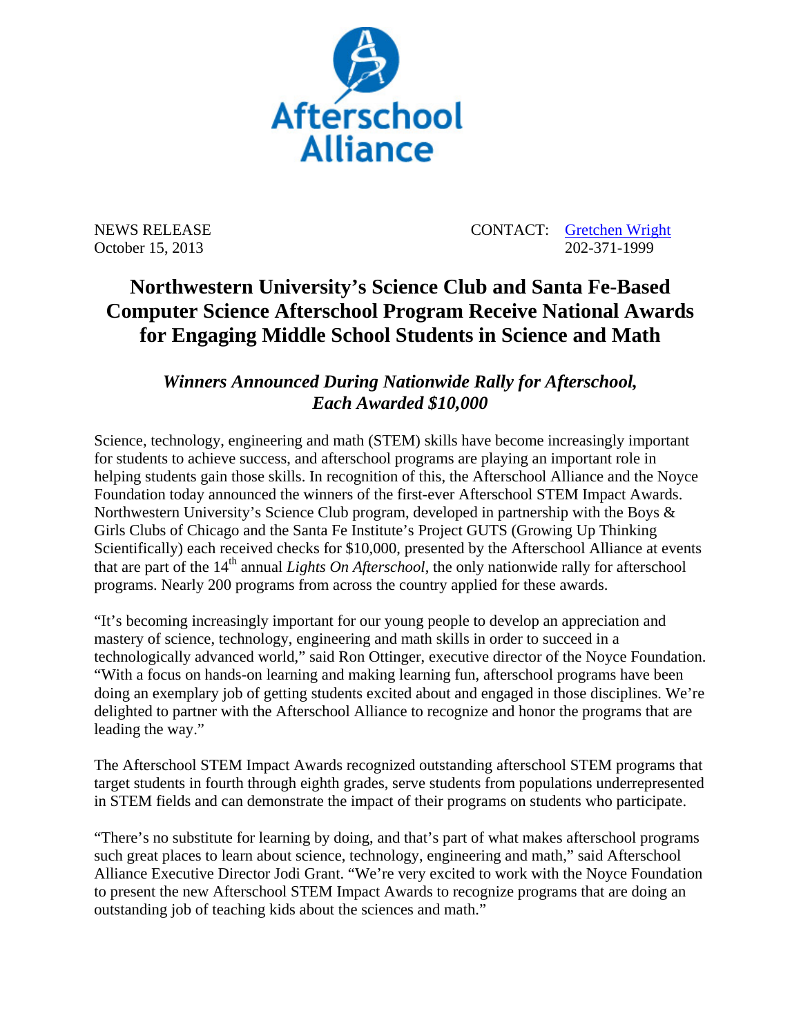Afterschool Alliance

NEWS RELEASE
October 15, 2013

CONTACT: Gretchen Wright
202-371-1999

# Northwestern University's Science Club and Santa Fe-Based Computer Science Afterschool Program Receive National Awards for Engaging Middle School Students in Science and Math

## *Winners Announced During Nationwide Rally for Afterschool, Each Awarded $10,000*

Science, technology, engineering and math (STEM) skills have become increasingly important for students to achieve success, and afterschool programs are playing an important role in helping students gain those skills. In recognition of this, the Afterschool Alliance and the Noyce Foundation today announced the winners of the first-ever Afterschool STEM Impact Awards. Northwestern University's Science Club program, developed in partnership with the Boys & Girls Clubs of Chicago and the Santa Fe Institute's Project GUTS (Growing Up Thinking Scientifically) each received checks for $10,000, presented by the Afterschool Alliance at events that are part of the 14th annual *Lights On Afterschool*, the only nationwide rally for afterschool programs. Nearly 200 programs from across the country applied for these awards.

"It's becoming increasingly important for our young people to develop an appreciation and mastery of science, technology, engineering and math skills in order to succeed in a technologically advanced world," said Ron Ottinger, executive director of the Noyce Foundation. "With a focus on hands-on learning and making learning fun, afterschool programs have been doing an exemplary job of getting students excited about and engaged in those disciplines. We're delighted to partner with the Afterschool Alliance to recognize and honor the programs that are leading the way."

The Afterschool STEM Impact Awards recognized outstanding afterschool STEM programs that target students in fourth through eighth grades, serve students from populations underrepresented in STEM fields and can demonstrate the impact of their programs on students who participate.

"There's no substitute for learning by doing, and that's part of what makes afterschool programs such great places to learn about science, technology, engineering and math," said Afterschool Alliance Executive Director Jodi Grant. "We're very excited to work with the Noyce Foundation to present the new Afterschool STEM Impact Awards to recognize programs that are doing an outstanding job of teaching kids about the sciences and math."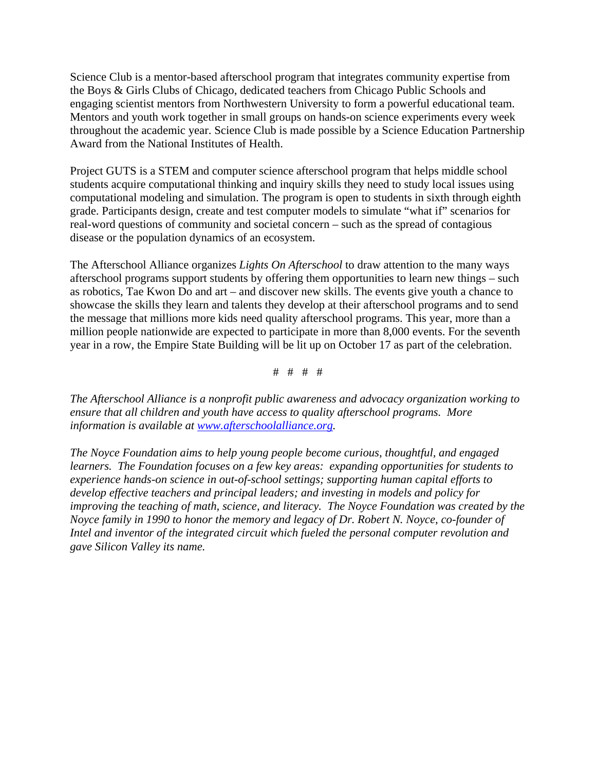Science Club is a mentor-based afterschool program that integrates community expertise from the Boys & Girls Clubs of Chicago, dedicated teachers from Chicago Public Schools and engaging scientist mentors from Northwestern University to form a powerful educational team. Mentors and youth work together in small groups on hands-on science experiments every week throughout the academic year. Science Club is made possible by a Science Education Partnership Award from the National Institutes of Health.

Project GUTS is a STEM and computer science afterschool program that helps middle school students acquire computational thinking and inquiry skills they need to study local issues using computational modeling and simulation. The program is open to students in sixth through eighth grade. Participants design, create and test computer models to simulate "what if" scenarios for real-word questions of community and societal concern – such as the spread of contagious disease or the population dynamics of an ecosystem.

The Afterschool Alliance organizes *Lights On Afterschool* to draw attention to the many ways afterschool programs support students by offering them opportunities to learn new things – such as robotics, Tae Kwon Do and art – and discover new skills. The events give youth a chance to showcase the skills they learn and talents they develop at their afterschool programs and to send the message that millions more kids need quality afterschool programs. This year, more than a million people nationwide are expected to participate in more than 8,000 events. For the seventh year in a row, the Empire State Building will be lit up on October 17 as part of the celebration.

# # # #

*The Afterschool Alliance is a nonprofit public awareness and advocacy organization working to ensure that all children and youth have access to quality afterschool programs. More information is available at [www.afterschoolalliance.org](http://www.afterschoolalliance.org).*

*The Noyce Foundation aims to help young people become curious, thoughtful, and engaged learners. The Foundation focuses on a few key areas: expanding opportunities for students to experience hands-on science in out-of-school settings; supporting human capital efforts to develop effective teachers and principal leaders; and investing in models and policy for improving the teaching of math, science, and literacy. The Noyce Foundation was created by the Noyce family in 1990 to honor the memory and legacy of Dr. Robert N. Noyce, co-founder of Intel and inventor of the integrated circuit which fueled the personal computer revolution and gave Silicon Valley its name.*